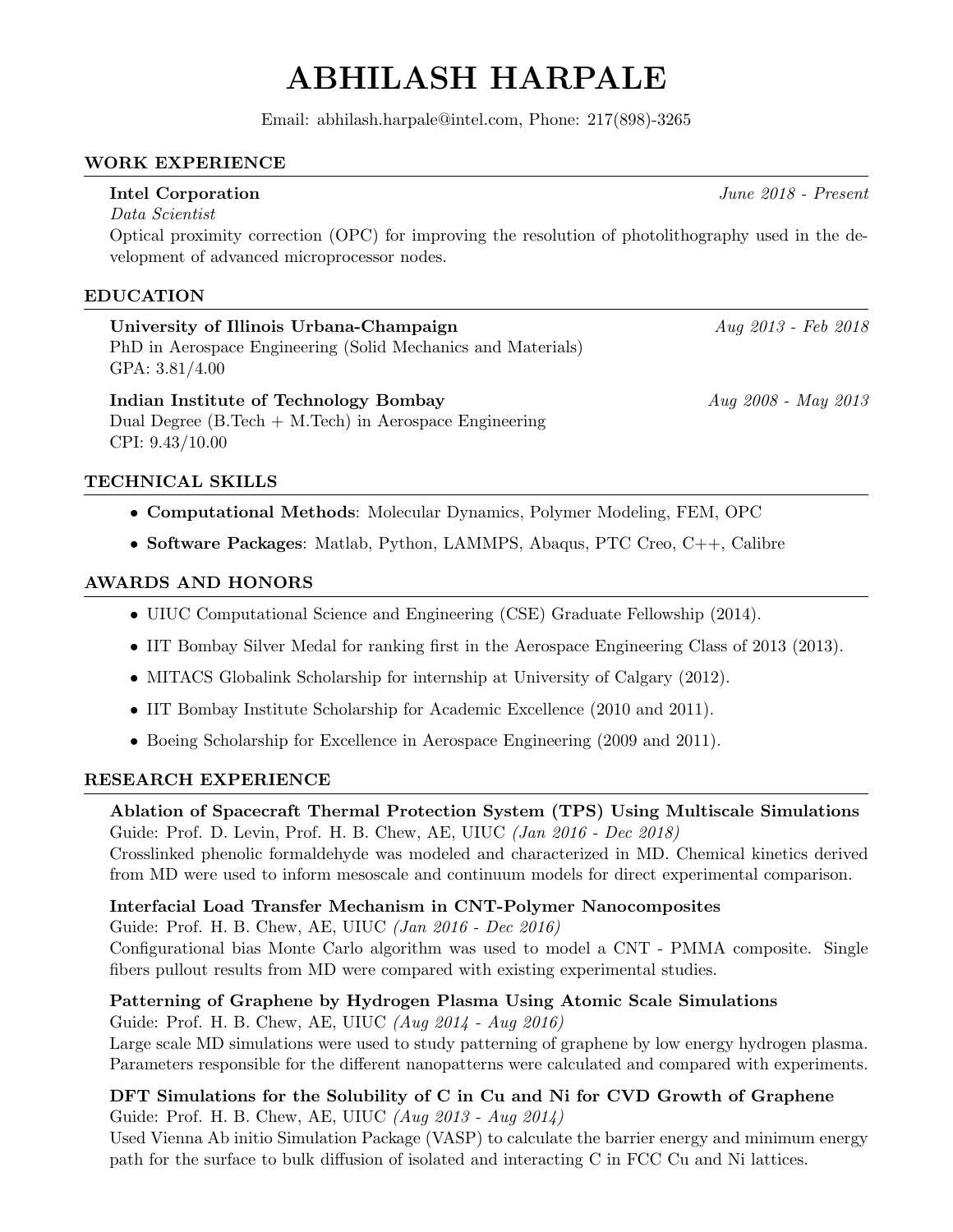# ABHILASH HARPALE

Email: abhilash.harpale@intel.com, Phone: 217(898)-3265

## WORK EXPERIENCE

**Intel Corporation** *June 2018 - Present*
*Data Scientist*
Optical proximity correction (OPC) for improving the resolution of photolithography used in the development of advanced microprocessor nodes.

## EDUCATION

**University of Illinois Urbana-Champaign** *Aug 2013 - Feb 2018*
PhD in Aerospace Engineering (Solid Mechanics and Materials)
GPA: 3.81/4.00

**Indian Institute of Technology Bombay** *Aug 2008 - May 2013*
Dual Degree (B.Tech + M.Tech) in Aerospace Engineering
CPI: 9.43/10.00

## TECHNICAL SKILLS

- **Computational Methods**: Molecular Dynamics, Polymer Modeling, FEM, OPC
- **Software Packages**: Matlab, Python, LAMMPS, Abaqus, PTC Creo, C++, Calibre

## AWARDS AND HONORS

- UIUC Computational Science and Engineering (CSE) Graduate Fellowship (2014).
- IIT Bombay Silver Medal for ranking first in the Aerospace Engineering Class of 2013 (2013).
- MITACS Globalink Scholarship for internship at University of Calgary (2012).
- IIT Bombay Institute Scholarship for Academic Excellence (2010 and 2011).
- Boeing Scholarship for Excellence in Aerospace Engineering (2009 and 2011).

## RESEARCH EXPERIENCE

**Ablation of Spacecraft Thermal Protection System (TPS) Using Multiscale Simulations**
Guide: Prof. D. Levin, Prof. H. B. Chew, AE, UIUC *(Jan 2016 - Dec 2018)*
Crosslinked phenolic formaldehyde was modeled and characterized in MD. Chemical kinetics derived from MD were used to inform mesoscale and continuum models for direct experimental comparison.

**Interfacial Load Transfer Mechanism in CNT-Polymer Nanocomposites**
Guide: Prof. H. B. Chew, AE, UIUC *(Jan 2016 - Dec 2016)*
Configurational bias Monte Carlo algorithm was used to model a CNT - PMMA composite. Single fibers pullout results from MD were compared with existing experimental studies.

**Patterning of Graphene by Hydrogen Plasma Using Atomic Scale Simulations**
Guide: Prof. H. B. Chew, AE, UIUC *(Aug 2014 - Aug 2016)*
Large scale MD simulations were used to study patterning of graphene by low energy hydrogen plasma. Parameters responsible for the different nanopatterns were calculated and compared with experiments.

**DFT Simulations for the Solubility of C in Cu and Ni for CVD Growth of Graphene**
Guide: Prof. H. B. Chew, AE, UIUC *(Aug 2013 - Aug 2014)*
Used Vienna Ab initio Simulation Package (VASP) to calculate the barrier energy and minimum energy path for the surface to bulk diffusion of isolated and interacting C in FCC Cu and Ni lattices.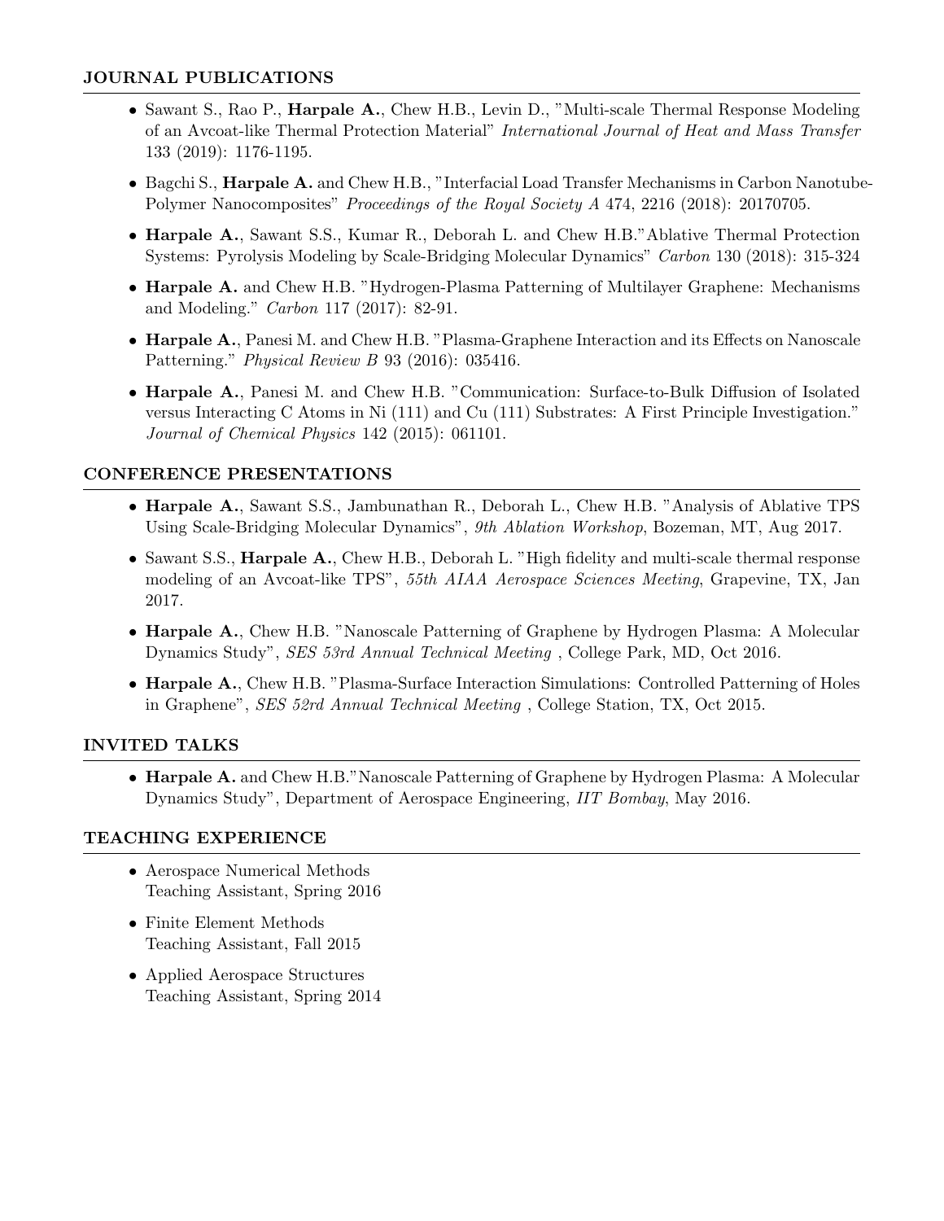## JOURNAL PUBLICATIONS

- Sawant S., Rao P., **Harpale A.**, Chew H.B., Levin D., "Multi-scale Thermal Response Modeling of an Avcoat-like Thermal Protection Material" *International Journal of Heat and Mass Transfer* 133 (2019): 1176-1195.
- Bagchi S., **Harpale A.** and Chew H.B., "Interfacial Load Transfer Mechanisms in Carbon Nanotube-Polymer Nanocomposites" *Proceedings of the Royal Society A* 474, 2216 (2018): 20170705.
- **Harpale A.**, Sawant S.S., Kumar R., Deborah L. and Chew H.B."Ablative Thermal Protection Systems: Pyrolysis Modeling by Scale-Bridging Molecular Dynamics" *Carbon* 130 (2018): 315-324
- **Harpale A.** and Chew H.B. "Hydrogen-Plasma Patterning of Multilayer Graphene: Mechanisms and Modeling." *Carbon* 117 (2017): 82-91.
- **Harpale A.**, Panesi M. and Chew H.B. "Plasma-Graphene Interaction and its Effects on Nanoscale Patterning." *Physical Review B* 93 (2016): 035416.
- **Harpale A.**, Panesi M. and Chew H.B. "Communication: Surface-to-Bulk Diffusion of Isolated versus Interacting C Atoms in Ni (111) and Cu (111) Substrates: A First Principle Investigation." *Journal of Chemical Physics* 142 (2015): 061101.

## CONFERENCE PRESENTATIONS

- **Harpale A.**, Sawant S.S., Jambunathan R., Deborah L., Chew H.B. "Analysis of Ablative TPS Using Scale-Bridging Molecular Dynamics", *9th Ablation Workshop*, Bozeman, MT, Aug 2017.
- Sawant S.S., **Harpale A.**, Chew H.B., Deborah L. "High fidelity and multi-scale thermal response modeling of an Avcoat-like TPS", *55th AIAA Aerospace Sciences Meeting*, Grapevine, TX, Jan 2017.
- **Harpale A.**, Chew H.B. "Nanoscale Patterning of Graphene by Hydrogen Plasma: A Molecular Dynamics Study", *SES 53rd Annual Technical Meeting* , College Park, MD, Oct 2016.
- **Harpale A.**, Chew H.B. "Plasma-Surface Interaction Simulations: Controlled Patterning of Holes in Graphene", *SES 52rd Annual Technical Meeting* , College Station, TX, Oct 2015.

## INVITED TALKS

- **Harpale A.** and Chew H.B."Nanoscale Patterning of Graphene by Hydrogen Plasma: A Molecular Dynamics Study", Department of Aerospace Engineering, *IIT Bombay*, May 2016.

## TEACHING EXPERIENCE

- Aerospace Numerical Methods
  Teaching Assistant, Spring 2016
- Finite Element Methods
  Teaching Assistant, Fall 2015
- Applied Aerospace Structures
  Teaching Assistant, Spring 2014